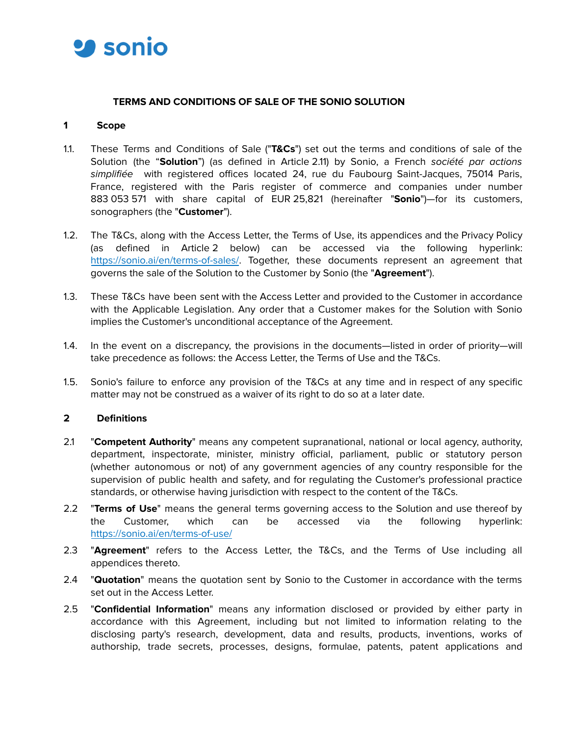# TERMS AND CONDITIONS OF SALE OF THE SONIO SOLUTION

## 1 Scope

1.1. These Terms and Conditions of Sale ("**T&Cs**") set out the terms and conditions of sale of the Solution (the "**Solution**") (as defined in Article 2.11) by Sonio, a French *société par actions simplifiée* with registered offices located 24, rue du Faubourg Saint-Jacques, 75014 Paris, France, registered with the Paris register of commerce and companies under number 883 053 571 with share capital of EUR 25,821 (hereinafter "**Sonio**")—for its customers, sonographers (the "**Customer**").

1.2. The T&Cs, along with the Access Letter, the Terms of Use, its appendices and the Privacy Policy (as defined in Article 2 below) can be accessed via the following hyperlink: [https://sonio.ai/en/terms-of-sales/](https://sonio.ai/en/terms-of-sales/). Together, these documents represent an agreement that governs the sale of the Solution to the Customer by Sonio (the "**Agreement**").

1.3. These T&Cs have been sent with the Access Letter and provided to the Customer in accordance with the Applicable Legislation. Any order that a Customer makes for the Solution with Sonio implies the Customer's unconditional acceptance of the Agreement.

1.4. In the event on a discrepancy, the provisions in the documents—listed in order of priority—will take precedence as follows: the Access Letter, the Terms of Use and the T&Cs.

1.5. Sonio's failure to enforce any provision of the T&Cs at any time and in respect of any specific matter may not be construed as a waiver of its right to do so at a later date.

## 2 Definitions

2.1 "**Competent Authority**" means any competent supranational, national or local agency, authority, department, inspectorate, minister, ministry official, parliament, public or statutory person (whether autonomous or not) of any government agencies of any country responsible for the supervision of public health and safety, and for regulating the Customer's professional practice standards, or otherwise having jurisdiction with respect to the content of the T&Cs.

2.2 "**Terms of Use**" means the general terms governing access to the Solution and use thereof by the Customer, which can be accessed via the following hyperlink: [https://sonio.ai/en/terms-of-use/](https://sonio.ai/en/terms-of-use/)

2.3 "**Agreement**" refers to the Access Letter, the T&Cs, and the Terms of Use including all appendices thereto.

2.4 "**Quotation**" means the quotation sent by Sonio to the Customer in accordance with the terms set out in the Access Letter.

2.5 "**Confidential Information**" means any information disclosed or provided by either party in accordance with this Agreement, including but not limited to information relating to the disclosing party's research, development, data and results, products, inventions, works of authorship, trade secrets, processes, designs, formulae, patents, patent applications and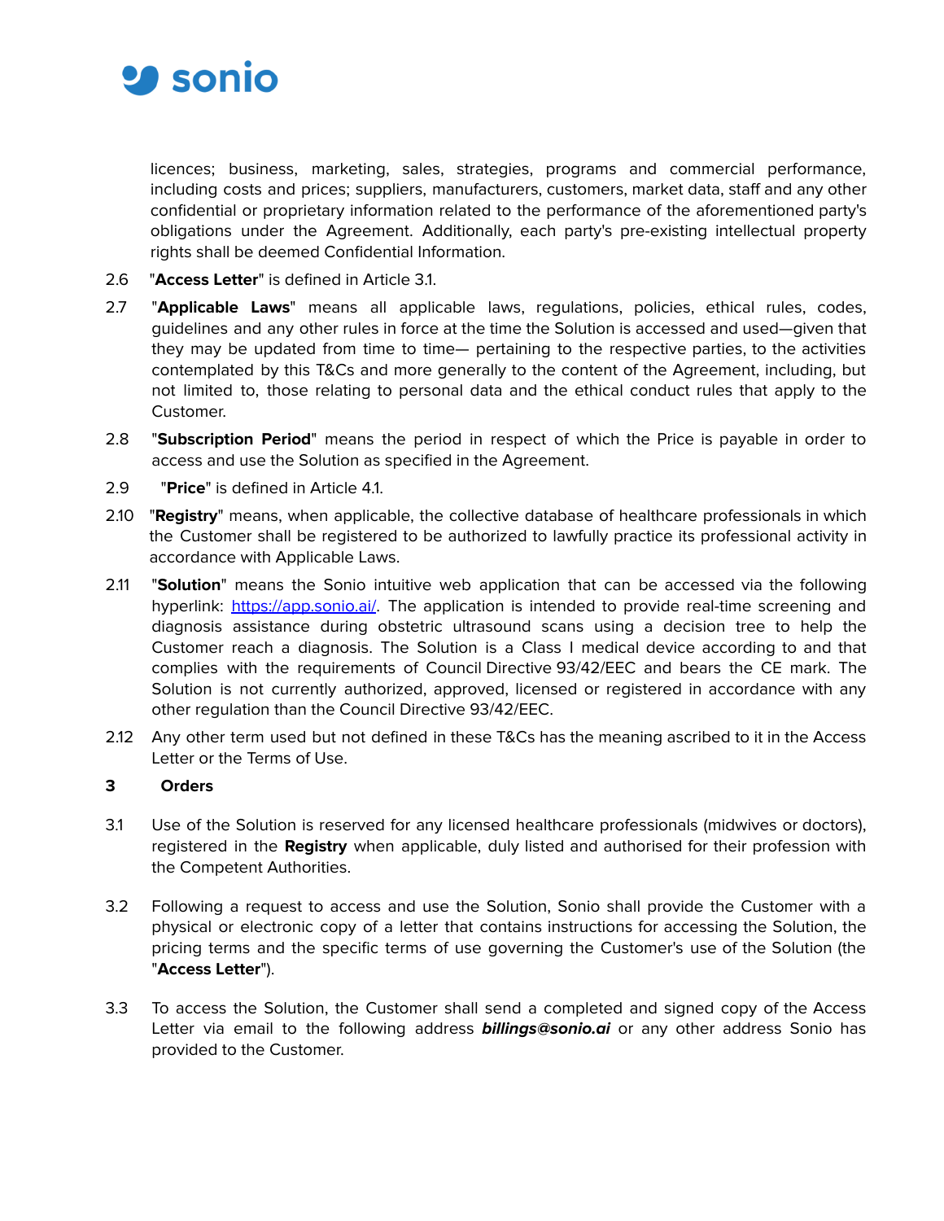licences; business, marketing, sales, strategies, programs and commercial performance, including costs and prices; suppliers, manufacturers, customers, market data, staff and any other confidential or proprietary information related to the performance of the aforementioned party's obligations under the Agreement. Additionally, each party's pre-existing intellectual property rights shall be deemed Confidential Information.

2.6 "**Access Letter**" is defined in Article 3.1.

2.7 "**Applicable Laws**" means all applicable laws, regulations, policies, ethical rules, codes, guidelines and any other rules in force at the time the Solution is accessed and used—given that they may be updated from time to time— pertaining to the respective parties, to the activities contemplated by this T&Cs and more generally to the content of the Agreement, including, but not limited to, those relating to personal data and the ethical conduct rules that apply to the Customer.

2.8 "**Subscription Period**" means the period in respect of which the Price is payable in order to access and use the Solution as specified in the Agreement.

2.9 "**Price**" is defined in Article 4.1.

2.10 "**Registry**" means, when applicable, the collective database of healthcare professionals in which the Customer shall be registered to be authorized to lawfully practice its professional activity in accordance with Applicable Laws.

2.11 "**Solution**" means the Sonio intuitive web application that can be accessed via the following hyperlink: [https://app.sonio.ai/](https://app.sonio.ai/). The application is intended to provide real-time screening and diagnosis assistance during obstetric ultrasound scans using a decision tree to help the Customer reach a diagnosis. The Solution is a Class I medical device according to and that complies with the requirements of Council Directive 93/42/EEC and bears the CE mark. The Solution is not currently authorized, approved, licensed or registered in accordance with any other regulation than the Council Directive 93/42/EEC.

2.12 Any other term used but not defined in these T&Cs has the meaning ascribed to it in the Access Letter or the Terms of Use.

## 3 Orders

3.1 Use of the Solution is reserved for any licensed healthcare professionals (midwives or doctors), registered in the **Registry** when applicable, duly listed and authorised for their profession with the Competent Authorities.

3.2 Following a request to access and use the Solution, Sonio shall provide the Customer with a physical or electronic copy of a letter that contains instructions for accessing the Solution, the pricing terms and the specific terms of use governing the Customer's use of the Solution (the "**Access Letter**").

3.3 To access the Solution, the Customer shall send a completed and signed copy of the Access Letter via email to the following address ***billings@sonio.ai*** or any other address Sonio has provided to the Customer.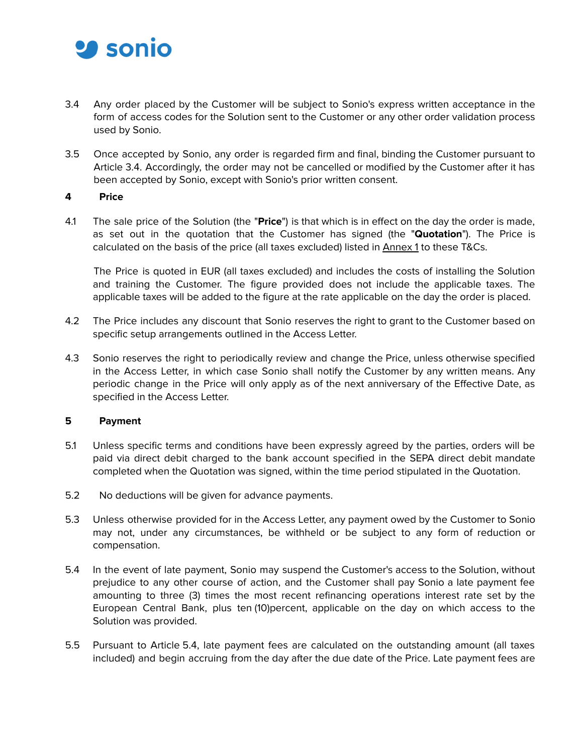3.4 Any order placed by the Customer will be subject to Sonio's express written acceptance in the form of access codes for the Solution sent to the Customer or any other order validation process used by Sonio.

3.5 Once accepted by Sonio, any order is regarded firm and final, binding the Customer pursuant to Article 3.4. Accordingly, the order may not be cancelled or modified by the Customer after it has been accepted by Sonio, except with Sonio's prior written consent.

## 4 Price

4.1 The sale price of the Solution (the "**Price**") is that which is in effect on the day the order is made, as set out in the quotation that the Customer has signed (the "**Quotation**"). The Price is calculated on the basis of the price (all taxes excluded) listed in Annex 1 to these T&Cs.

The Price is quoted in EUR (all taxes excluded) and includes the costs of installing the Solution and training the Customer. The figure provided does not include the applicable taxes. The applicable taxes will be added to the figure at the rate applicable on the day the order is placed.

4.2 The Price includes any discount that Sonio reserves the right to grant to the Customer based on specific setup arrangements outlined in the Access Letter.

4.3 Sonio reserves the right to periodically review and change the Price, unless otherwise specified in the Access Letter, in which case Sonio shall notify the Customer by any written means. Any periodic change in the Price will only apply as of the next anniversary of the Effective Date, as specified in the Access Letter.

## 5 Payment

5.1 Unless specific terms and conditions have been expressly agreed by the parties, orders will be paid via direct debit charged to the bank account specified in the SEPA direct debit mandate completed when the Quotation was signed, within the time period stipulated in the Quotation.

5.2 No deductions will be given for advance payments.

5.3 Unless otherwise provided for in the Access Letter, any payment owed by the Customer to Sonio may not, under any circumstances, be withheld or be subject to any form of reduction or compensation.

5.4 In the event of late payment, Sonio may suspend the Customer's access to the Solution, without prejudice to any other course of action, and the Customer shall pay Sonio a late payment fee amounting to three (3) times the most recent refinancing operations interest rate set by the European Central Bank, plus ten (10)percent, applicable on the day on which access to the Solution was provided.

5.5 Pursuant to Article 5.4, late payment fees are calculated on the outstanding amount (all taxes included) and begin accruing from the day after the due date of the Price. Late payment fees are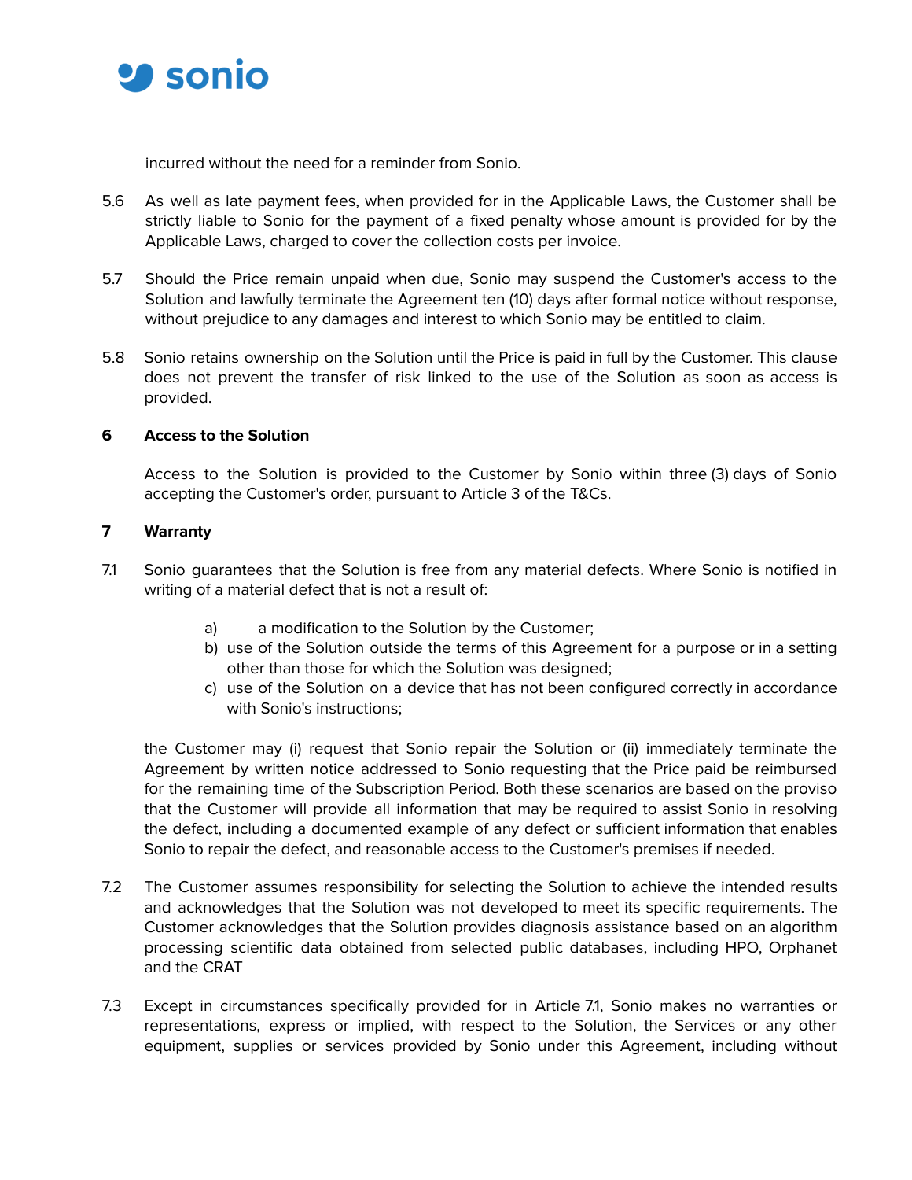incurred without the need for a reminder from Sonio.

5.6 As well as late payment fees, when provided for in the Applicable Laws, the Customer shall be strictly liable to Sonio for the payment of a fixed penalty whose amount is provided for by the Applicable Laws, charged to cover the collection costs per invoice.

5.7 Should the Price remain unpaid when due, Sonio may suspend the Customer's access to the Solution and lawfully terminate the Agreement ten (10) days after formal notice without response, without prejudice to any damages and interest to which Sonio may be entitled to claim.

5.8 Sonio retains ownership on the Solution until the Price is paid in full by the Customer. This clause does not prevent the transfer of risk linked to the use of the Solution as soon as access is provided.

## 6 Access to the Solution

Access to the Solution is provided to the Customer by Sonio within three (3) days of Sonio accepting the Customer's order, pursuant to Article 3 of the T&Cs.

## 7 Warranty

7.1 Sonio guarantees that the Solution is free from any material defects. Where Sonio is notified in writing of a material defect that is not a result of:

a) a modification to the Solution by the Customer;
b) use of the Solution outside the terms of this Agreement for a purpose or in a setting other than those for which the Solution was designed;
c) use of the Solution on a device that has not been configured correctly in accordance with Sonio's instructions;

the Customer may (i) request that Sonio repair the Solution or (ii) immediately terminate the Agreement by written notice addressed to Sonio requesting that the Price paid be reimbursed for the remaining time of the Subscription Period. Both these scenarios are based on the proviso that the Customer will provide all information that may be required to assist Sonio in resolving the defect, including a documented example of any defect or sufficient information that enables Sonio to repair the defect, and reasonable access to the Customer's premises if needed.

7.2 The Customer assumes responsibility for selecting the Solution to achieve the intended results and acknowledges that the Solution was not developed to meet its specific requirements. The Customer acknowledges that the Solution provides diagnosis assistance based on an algorithm processing scientific data obtained from selected public databases, including HPO, Orphanet and the CRAT

7.3 Except in circumstances specifically provided for in Article 7.1, Sonio makes no warranties or representations, express or implied, with respect to the Solution, the Services or any other equipment, supplies or services provided by Sonio under this Agreement, including without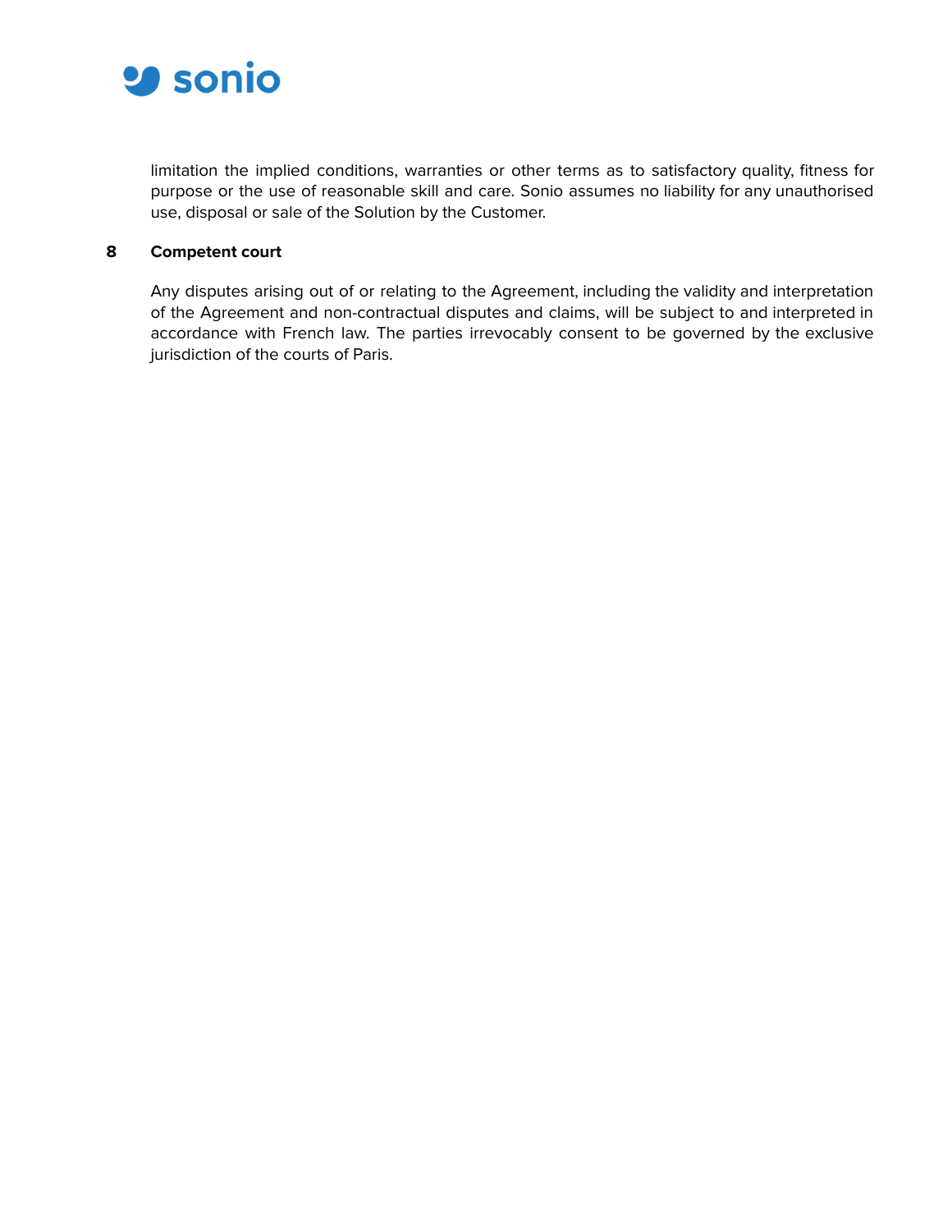limitation the implied conditions, warranties or other terms as to satisfactory quality, fitness for purpose or the use of reasonable skill and care. Sonio assumes no liability for any unauthorised use, disposal or sale of the Solution by the Customer.

## 8 Competent court

Any disputes arising out of or relating to the Agreement, including the validity and interpretation of the Agreement and non-contractual disputes and claims, will be subject to and interpreted in accordance with French law. The parties irrevocably consent to be governed by the exclusive jurisdiction of the courts of Paris.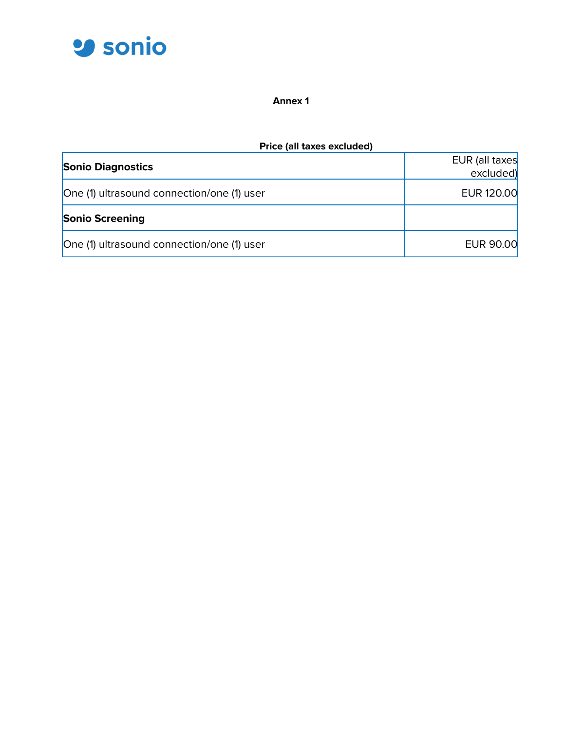**Annex 1**

**Price (all taxes excluded)**

| **Sonio Diagnostics** | EUR (all taxes excluded) |
|---|---|
| One (1) ultrasound connection/one (1) user | EUR 120.00 |
| **Sonio Screening** | |
| One (1) ultrasound connection/one (1) user | EUR 90.00 |